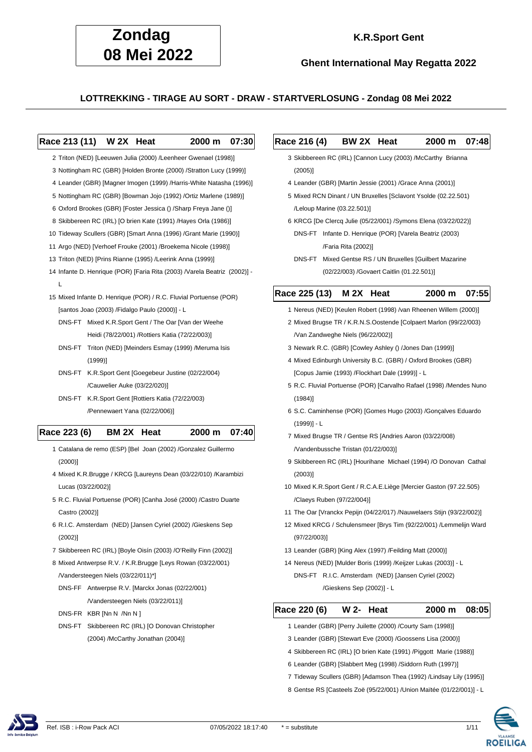# Zondag 08 Mei 2022

**K.R.Sport Gent**

**Ghent International May Regatta 2022**

**LOTTREKKING - TIRAGE AU SORT - DRAW - STARTVERLOSUNG - Zondag 08 Mei 2022**

### Race 213 (11) W 2X Heat 2000 m 07:30

2 Triton (NED) [Leeuwen Julia (2000) /Leenheer Gwenael (1998)]
3 Nottingham RC (GBR) [Holden Bronte (2000) /Stratton Lucy (1999)]
4 Leander (GBR) [Magner Imogen (1999) /Harris-White Natasha (1996)]
5 Nottingham RC (GBR) [Bowman Jojo (1992) /Ortiz Marlene (1989)]
6 Oxford Brookes (GBR) [Foster Jessica () /Sharp Freya Jane ()]
8 Skibbereen RC (IRL) [O brien Kate (1991) /Hayes Orla (1986)]
10 Tideway Scullers (GBR) [Smart Anna (1996) /Grant Marie (1990)]
11 Argo (NED) [Verhoef Frouke (2001) /Broekema Nicole (1998)]
13 Triton (NED) [Prins Rianne (1995) /Leerink Anna (1999)]
14 Infante D. Henrique (POR) [Faria Rita (2003) /Varela Beatriz (2002)] - L
15 Mixed Infante D. Henrique (POR) / R.C. Fluvial Portuense (POR) [santos Joao (2003) /Fidalgo Paulo (2000)] - L
DNS-FT Mixed K.R.Sport Gent / The Oar [Van der Weehe Heidi (78/22/001) /Rottiers Katia (72/22/003)]
DNS-FT Triton (NED) [Meinders Esmay (1999) /Meruma Isis (1999)]
DNS-FT K.R.Sport Gent [Goegebeur Justine (02/22/004) /Cauwelier Auke (03/22/020)]
DNS-FT K.R.Sport Gent [Rottiers Katia (72/22/003) /Pennewaert Yana (02/22/006)]

### Race 223 (6) BM 2X Heat 2000 m 07:40

1 Catalana de remo (ESP) [Bel Joan (2002) /Gonzalez Guillermo (2000)]
4 Mixed K.R.Brugge / KRCG [Laureyns Dean (03/22/010) /Karambizi Lucas (03/22/002)]
5 R.C. Fluvial Portuense (POR) [Canha José (2000) /Castro Duarte Castro (2002)]
6 R.I.C. Amsterdam (NED) [Jansen Cyriel (2002) /Gieskens Sep (2002)]
7 Skibbereen RC (IRL) [Boyle Oisín (2003) /O'Reilly Finn (2002)]
8 Mixed Antwerpse R.V. / K.R.Brugge [Leys Rowan (03/22/001) /Vandersteegen Niels (03/22/011)*]
DNS-FF Antwerpse R.V. [Marckx Jonas (02/22/001) /Vandersteegen Niels (03/22/011)]
DNS-FR KBR [Nn N /Nn N ]
DNS-FT Skibbereen RC (IRL) [O Donovan Christopher (2004) /McCarthy Jonathan (2004)]

### Race 216 (4) BW 2X Heat 2000 m 07:48

3 Skibbereen RC (IRL) [Cannon Lucy (2003) /McCarthy Brianna (2005)]
4 Leander (GBR) [Martin Jessie (2001) /Grace Anna (2001)]
5 Mixed RCN Dinant / UN Bruxelles [Sclavont Ysolde (02.22.501) /Leloup Marine (03.22.501)]
6 KRCG [De Clercq Julie (05/22/001) /Symons Elena (03/22/022)]
DNS-FT Infante D. Henrique (POR) [Varela Beatriz (2003) /Faria Rita (2002)]
DNS-FT Mixed Gentse RS / UN Bruxelles [Guilbert Mazarine (02/22/003) /Govaert Caitlin (01.22.501)]

### Race 225 (13) M 2X Heat 2000 m 07:55

1 Nereus (NED) [Keulen Robert (1998) /van Rheenen Willem (2000)]
2 Mixed Brugse TR / K.R.N.S.Oostende [Colpaert Marlon (99/22/003) /Van Zandweghe Niels (96/22/002)]
3 Newark R.C. (GBR) [Cowley Ashley () /Jones Dan (1999)]
4 Mixed Edinburgh University B.C. (GBR) / Oxford Brookes (GBR) [Copus Jamie (1993) /Flockhart Dale (1999)] - L
5 R.C. Fluvial Portuense (POR) [Carvalho Rafael (1998) /Mendes Nuno (1984)]
6 S.C. Caminhense (POR) [Gomes Hugo (2003) /Gonçalves Eduardo (1999)] - L
7 Mixed Brugse TR / Gentse RS [Andries Aaron (03/22/008) /Vandenbussche Tristan (01/22/003)]
9 Skibbereen RC (IRL) [Hourihane Michael (1994) /O Donovan Cathal (2003)]
10 Mixed K.R.Sport Gent / R.C.A.E.Liège [Mercier Gaston (97.22.505) /Claeys Ruben (97/22/004)]
11 The Oar [Vranckx Pepijn (04/22/017) /Nauwelaers Stijn (93/22/002)]
12 Mixed KRCG / Schulensmeer [Brys Tim (92/22/001) /Lemmelijn Ward (97/22/003)]
13 Leander (GBR) [King Alex (1997) /Feilding Matt (2000)]
14 Nereus (NED) [Mulder Boris (1999) /Keijzer Lukas (2003)] - L
DNS-FT R.I.C. Amsterdam (NED) [Jansen Cyriel (2002) /Gieskens Sep (2002)] - L

### Race 220 (6) W 2- Heat 2000 m 08:05

1 Leander (GBR) [Perry Juilette (2000) /Courty Sam (1998)]
3 Leander (GBR) [Stewart Eve (2000) /Goossens Lisa (2000)]
4 Skibbereen RC (IRL) [O brien Kate (1991) /Piggott Marie (1988)]
6 Leander (GBR) [Slabbert Meg (1998) /Siddorn Ruth (1997)]
7 Tideway Scullers (GBR) [Adamson Thea (1992) /Lindsay Lily (1995)]
8 Gentse RS [Casteels Zoë (95/22/001) /Union Maïtée (01/22/001)] - L

Ref. ISB : i-Row Pack ACI 07/05/2022 18:17:40 * = substitute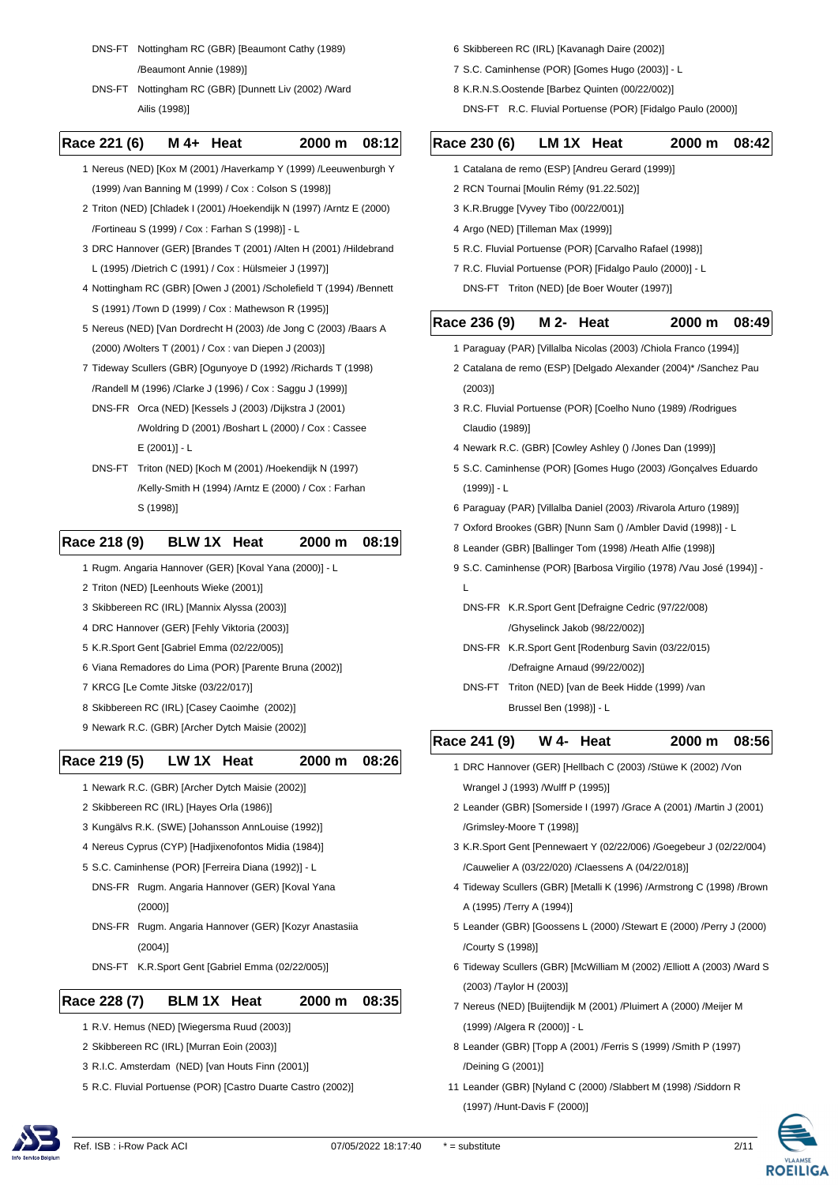DNS-FT Nottingham RC (GBR) [Beaumont Cathy (1989) /Beaumont Annie (1989)]

DNS-FT Nottingham RC (GBR) [Dunnett Liv (2002) /Ward Ailis (1998)]

## Race 221 (6) M 4+ Heat 2000 m 08:12

1 Nereus (NED) [Kox M (2001) /Haverkamp Y (1999) /Leeuwenburgh Y (1999) /van Banning M (1999) / Cox : Colson S (1998)]

2 Triton (NED) [Chladek I (2001) /Hoekendijk N (1997) /Arntz E (2000) /Fortineau S (1999) / Cox : Farhan S (1998)] - L

3 DRC Hannover (GER) [Brandes T (2001) /Alten H (2001) /Hildebrand L (1995) /Dietrich C (1991) / Cox : Hülsmeier J (1997)]

4 Nottingham RC (GBR) [Owen J (2001) /Scholefield T (1994) /Bennett S (1991) /Town D (1999) / Cox : Mathewson R (1995)]

5 Nereus (NED) [Van Dordrecht H (2003) /de Jong C (2003) /Baars A (2000) /Wolters T (2001) / Cox : van Diepen J (2003)]

7 Tideway Scullers (GBR) [Ogunyoye D (1992) /Richards T (1998) /Randell M (1996) /Clarke J (1996) / Cox : Saggu J (1999)]

DNS-FR Orca (NED) [Kessels J (2003) /Dijkstra J (2001) /Woldring D (2001) /Boshart L (2000) / Cox : Cassee E (2001)] - L

DNS-FT Triton (NED) [Koch M (2001) /Hoekendijk N (1997) /Kelly-Smith H (1994) /Arntz E (2000) / Cox : Farhan S (1998)]

## Race 218 (9) BLW 1X Heat 2000 m 08:19

1 Rugm. Angaria Hannover (GER) [Koval Yana (2000)] - L

2 Triton (NED) [Leenhouts Wieke (2001)]

3 Skibbereen RC (IRL) [Mannix Alyssa (2003)]

4 DRC Hannover (GER) [Fehly Viktoria (2003)]

5 K.R.Sport Gent [Gabriel Emma (02/22/005)]

6 Viana Remadores do Lima (POR) [Parente Bruna (2002)]

7 KRCG [Le Comte Jitske (03/22/017)]

8 Skibbereen RC (IRL) [Casey Caoimhe (2002)]

9 Newark R.C. (GBR) [Archer Dytch Maisie (2002)]

## Race 219 (5) LW 1X Heat 2000 m 08:26

1 Newark R.C. (GBR) [Archer Dytch Maisie (2002)]

2 Skibbereen RC (IRL) [Hayes Orla (1986)]

3 Kungälvs R.K. (SWE) [Johansson AnnLouise (1992)]

4 Nereus Cyprus (CYP) [Hadjixenofontos Midia (1984)]

5 S.C. Caminhense (POR) [Ferreira Diana (1992)] - L

DNS-FR Rugm. Angaria Hannover (GER) [Koval Yana (2000)]

DNS-FR Rugm. Angaria Hannover (GER) [Kozyr Anastasiia (2004)]

DNS-FT K.R.Sport Gent [Gabriel Emma (02/22/005)]

## Race 228 (7) BLM 1X Heat 2000 m 08:35

1 R.V. Hemus (NED) [Wiegersma Ruud (2003)]

2 Skibbereen RC (IRL) [Murran Eoin (2003)]

3 R.I.C. Amsterdam (NED) [van Houts Finn (2001)]

5 R.C. Fluvial Portuense (POR) [Castro Duarte Castro (2002)]

6 Skibbereen RC (IRL) [Kavanagh Daire (2002)]

7 S.C. Caminhense (POR) [Gomes Hugo (2003)] - L

8 K.R.N.S.Oostende [Barbez Quinten (00/22/002)]

DNS-FT R.C. Fluvial Portuense (POR) [Fidalgo Paulo (2000)]

## Race 230 (6) LM 1X Heat 2000 m 08:42

1 Catalana de remo (ESP) [Andreu Gerard (1999)]

2 RCN Tournai [Moulin Rémy (91.22.502)]

3 K.R.Brugge [Vyvey Tibo (00/22/001)]

4 Argo (NED) [Tilleman Max (1999)]

5 R.C. Fluvial Portuense (POR) [Carvalho Rafael (1998)]

7 R.C. Fluvial Portuense (POR) [Fidalgo Paulo (2000)] - L

DNS-FT Triton (NED) [de Boer Wouter (1997)]

## Race 236 (9) M 2- Heat 2000 m 08:49

1 Paraguay (PAR) [Villalba Nicolas (2003) /Chiola Franco (1994)]

2 Catalana de remo (ESP) [Delgado Alexander (2004)* /Sanchez Pau (2003)]

3 R.C. Fluvial Portuense (POR) [Coelho Nuno (1989) /Rodrigues Claudio (1989)]

4 Newark R.C. (GBR) [Cowley Ashley () /Jones Dan (1999)]

5 S.C. Caminhense (POR) [Gomes Hugo (2003) /Gonçalves Eduardo (1999)] - L

6 Paraguay (PAR) [Villalba Daniel (2003) /Rivarola Arturo (1989)]

7 Oxford Brookes (GBR) [Nunn Sam () /Ambler David (1998)] - L

8 Leander (GBR) [Ballinger Tom (1998) /Heath Alfie (1998)]

9 S.C. Caminhense (POR) [Barbosa Virgilio (1978) /Vau José (1994)] - L

DNS-FR K.R.Sport Gent [Defraigne Cedric (97/22/008) /Ghyselinck Jakob (98/22/002)]

DNS-FR K.R.Sport Gent [Rodenburg Savin (03/22/015) /Defraigne Arnaud (99/22/002)]

DNS-FT Triton (NED) [van de Beek Hidde (1999) /van Brussel Ben (1998)] - L

## Race 241 (9) W 4- Heat 2000 m 08:56

1 DRC Hannover (GER) [Hellbach C (2003) /Stüwe K (2002) /Von Wrangel J (1993) /Wulff P (1995)]

2 Leander (GBR) [Somerside I (1997) /Grace A (2001) /Martin J (2001) /Grimsley-Moore T (1998)]

3 K.R.Sport Gent [Pennewaert Y (02/22/006) /Goegebeur J (02/22/004) /Cauwelier A (03/22/020) /Claessens A (04/22/018)]

4 Tideway Scullers (GBR) [Metalli K (1996) /Armstrong C (1998) /Brown A (1995) /Terry A (1994)]

5 Leander (GBR) [Goossens L (2000) /Stewart E (2000) /Perry J (2000) /Courty S (1998)]

6 Tideway Scullers (GBR) [McWilliam M (2002) /Elliott A (2003) /Ward S (2003) /Taylor H (2003)]

7 Nereus (NED) [Buijtendijk M (2001) /Pluimert A (2000) /Meijer M (1999) /Algera R (2000)] - L

8 Leander (GBR) [Topp A (2001) /Ferris S (1999) /Smith P (1997) /Deining G (2001)]

11 Leander (GBR) [Nyland C (2000) /Slabbert M (1998) /Siddorn R (1997) /Hunt-Davis F (2000)]

Ref. ISB : i-Row Pack ACI 07/05/2022 18:17:40 * = substitute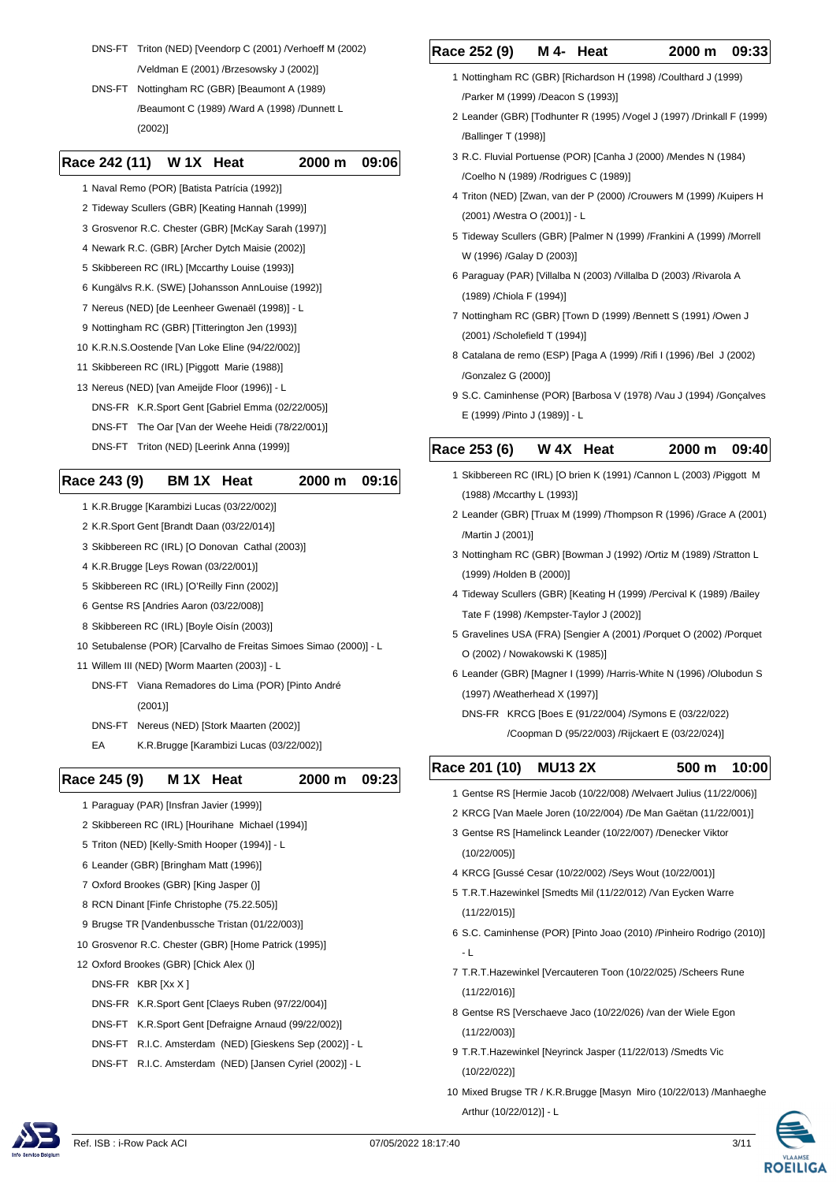DNS-FT Triton (NED) [Veendorp C (2001) /Verhoeff M (2002) /Veldman E (2001) /Brzesowsky J (2002)]

DNS-FT Nottingham RC (GBR) [Beaumont A (1989) /Beaumont C (1989) /Ward A (1998) /Dunnett L (2002)]

## Race 242 (11) W 1X Heat 2000 m 09:06

1 Naval Remo (POR) [Batista Patrícia (1992)]
2 Tideway Scullers (GBR) [Keating Hannah (1999)]
3 Grosvenor R.C. Chester (GBR) [McKay Sarah (1997)]
4 Newark R.C. (GBR) [Archer Dytch Maisie (2002)]
5 Skibbereen RC (IRL) [Mccarthy Louise (1993)]
6 Kungälvs R.K. (SWE) [Johansson AnnLouise (1992)]
7 Nereus (NED) [de Leenheer Gwenaël (1998)] - L
9 Nottingham RC (GBR) [Titterington Jen (1993)]
10 K.R.N.S.Oostende [Van Loke Eline (94/22/002)]
11 Skibbereen RC (IRL) [Piggott Marie (1988)]
13 Nereus (NED) [van Ameijde Floor (1996)] - L
DNS-FR K.R.Sport Gent [Gabriel Emma (02/22/005)]
DNS-FT The Oar [Van der Weehe Heidi (78/22/001)]
DNS-FT Triton (NED) [Leerink Anna (1999)]

## Race 243 (9) BM 1X Heat 2000 m 09:16

1 K.R.Brugge [Karambizi Lucas (03/22/002)]
2 K.R.Sport Gent [Brandt Daan (03/22/014)]
3 Skibbereen RC (IRL) [O Donovan Cathal (2003)]
4 K.R.Brugge [Leys Rowan (03/22/001)]
5 Skibbereen RC (IRL) [O'Reilly Finn (2002)]
6 Gentse RS [Andries Aaron (03/22/008)]
8 Skibbereen RC (IRL) [Boyle Oisín (2003)]
10 Setubalense (POR) [Carvalho de Freitas Simoes Simao (2000)] - L
11 Willem III (NED) [Worm Maarten (2003)] - L
DNS-FT Viana Remadores do Lima (POR) [Pinto André (2001)]
DNS-FT Nereus (NED) [Stork Maarten (2002)]
EA K.R.Brugge [Karambizi Lucas (03/22/002)]

## Race 245 (9) M 1X Heat 2000 m 09:23

1 Paraguay (PAR) [Insfran Javier (1999)]
2 Skibbereen RC (IRL) [Hourihane Michael (1994)]
5 Triton (NED) [Kelly-Smith Hooper (1994)] - L
6 Leander (GBR) [Bringham Matt (1996)]
7 Oxford Brookes (GBR) [King Jasper ()]
8 RCN Dinant [Finfe Christophe (75.22.505)]
9 Brugse TR [Vandenbussche Tristan (01/22/003)]
10 Grosvenor R.C. Chester (GBR) [Home Patrick (1995)]
12 Oxford Brookes (GBR) [Chick Alex ()]
DNS-FR KBR [Xx X ]
DNS-FR K.R.Sport Gent [Claeys Ruben (97/22/004)]
DNS-FT K.R.Sport Gent [Defraigne Arnaud (99/22/002)]
DNS-FT R.I.C. Amsterdam (NED) [Gieskens Sep (2002)] - L
DNS-FT R.I.C. Amsterdam (NED) [Jansen Cyriel (2002)] - L

## Race 252 (9) M 4- Heat 2000 m 09:33

1 Nottingham RC (GBR) [Richardson H (1998) /Coulthard J (1999) /Parker M (1999) /Deacon S (1993)]
2 Leander (GBR) [Todhunter R (1995) /Vogel J (1997) /Drinkall F (1999) /Ballinger T (1998)]
3 R.C. Fluvial Portuense (POR) [Canha J (2000) /Mendes N (1984) /Coelho N (1989) /Rodrigues C (1989)]
4 Triton (NED) [Zwan, van der P (2000) /Crouwers M (1999) /Kuipers H (2001) /Westra O (2001)] - L
5 Tideway Scullers (GBR) [Palmer N (1999) /Frankini A (1999) /Morrell W (1996) /Galay D (2003)]
6 Paraguay (PAR) [Villalba N (2003) /Villalba D (2003) /Rivarola A (1989) /Chiola F (1994)]
7 Nottingham RC (GBR) [Town D (1999) /Bennett S (1991) /Owen J (2001) /Scholefield T (1994)]
8 Catalana de remo (ESP) [Paga A (1999) /Rifi I (1996) /Bel J (2002) /Gonzalez G (2000)]
9 S.C. Caminhense (POR) [Barbosa V (1978) /Vau J (1994) /Gonçalves E (1999) /Pinto J (1989)] - L

## Race 253 (6) W 4X Heat 2000 m 09:40

1 Skibbereen RC (IRL) [O brien K (1991) /Cannon L (2003) /Piggott M (1988) /Mccarthy L (1993)]
2 Leander (GBR) [Truax M (1999) /Thompson R (1996) /Grace A (2001) /Martin J (2001)]
3 Nottingham RC (GBR) [Bowman J (1992) /Ortiz M (1989) /Stratton L (1999) /Holden B (2000)]
4 Tideway Scullers (GBR) [Keating H (1999) /Percival K (1989) /Bailey Tate F (1998) /Kempster-Taylor J (2002)]
5 Gravelines USA (FRA) [Sengier A (2001) /Porquet O (2002) /Porquet O (2002) / Nowakowski K (1985)]
6 Leander (GBR) [Magner I (1999) /Harris-White N (1996) /Olubodun S (1997) /Weatherhead X (1997)]
DNS-FR KRCG [Boes E (91/22/004) /Symons E (03/22/022) /Coopman D (95/22/003) /Rijckaert E (03/22/024)]

## Race 201 (10) MU13 2X 500 m 10:00

1 Gentse RS [Hermie Jacob (10/22/008) /Welvaert Julius (11/22/006)]
2 KRCG [Van Maele Joren (10/22/004) /De Man Gaëtan (11/22/001)]
3 Gentse RS [Hamelinck Leander (10/22/007) /Denecker Viktor (10/22/005)]
4 KRCG [Gussé Cesar (10/22/002) /Seys Wout (10/22/001)]
5 T.R.T.Hazewinkel [Smedts Mil (11/22/012) /Van Eycken Warre (11/22/015)]
6 S.C. Caminhense (POR) [Pinto Joao (2010) /Pinheiro Rodrigo (2010)] - L
7 T.R.T.Hazewinkel [Vercauteren Toon (10/22/025) /Scheers Rune (11/22/016)]
8 Gentse RS [Verschaeve Jaco (10/22/026) /van der Wiele Egon (11/22/003)]
9 T.R.T.Hazewinkel [Neyrinck Jasper (11/22/013) /Smedts Vic (10/22/022)]
10 Mixed Brugse TR / K.R.Brugge [Masyn Miro (10/22/013) /Manhaeghe Arthur (10/22/012)] - L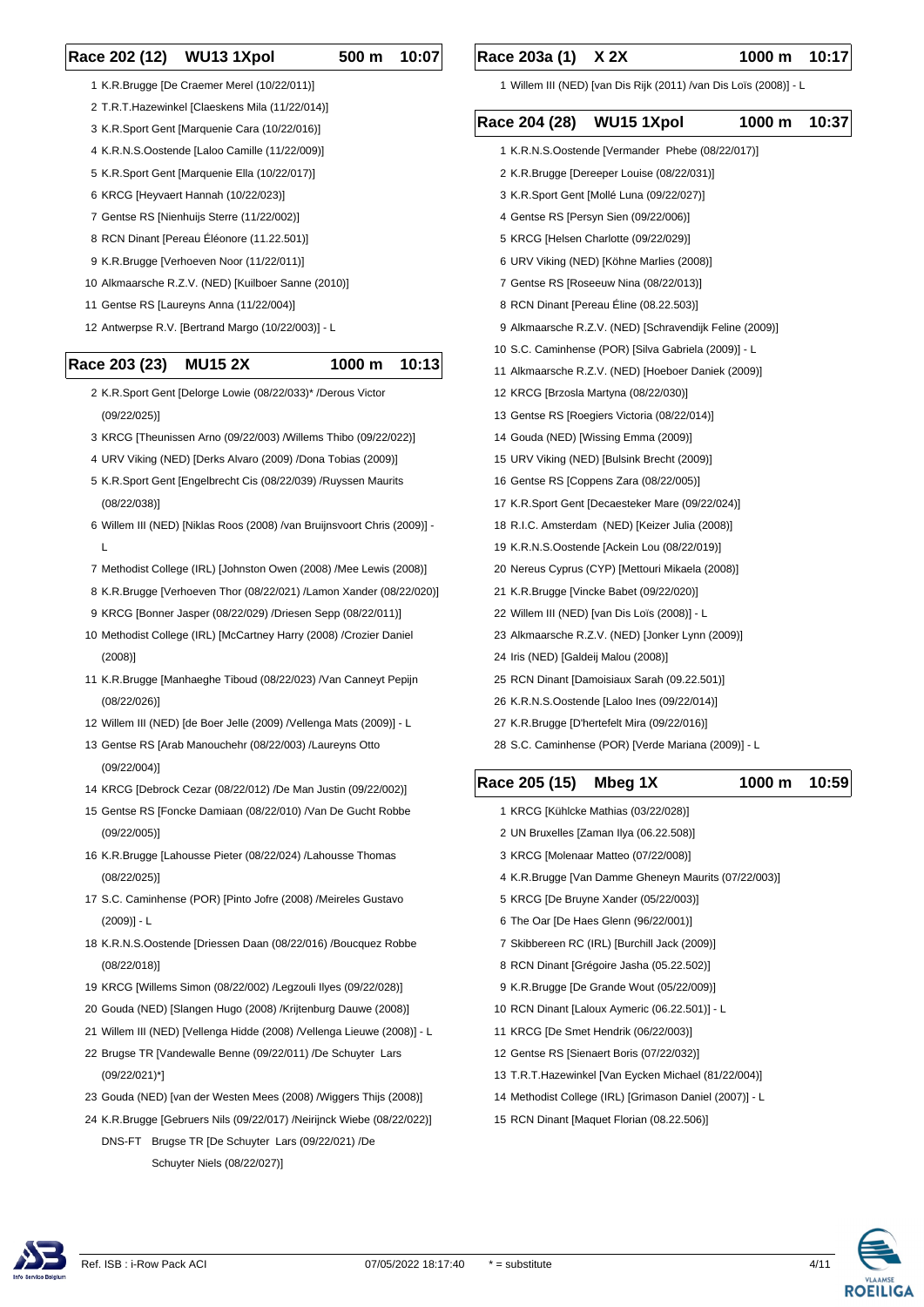## Race 202 (12) WU13 1Xpol 500 m 10:07

1 K.R.Brugge [De Craemer Merel (10/22/011)]
2 T.R.T.Hazewinkel [Claeskens Mila (11/22/014)]
3 K.R.Sport Gent [Marquenie Cara (10/22/016)]
4 K.R.N.S.Oostende [Laloo Camille (11/22/009)]
5 K.R.Sport Gent [Marquenie Ella (10/22/017)]
6 KRCG [Heyvaert Hannah (10/22/023)]
7 Gentse RS [Nienhuijs Sterre (11/22/002)]
8 RCN Dinant [Pereau Éléonore (11.22.501)]
9 K.R.Brugge [Verhoeven Noor (11/22/011)]
10 Alkmaarsche R.Z.V. (NED) [Kuilboer Sanne (2010)]
11 Gentse RS [Laureyns Anna (11/22/004)]
12 Antwerpse R.V. [Bertrand Margo (10/22/003)] - L

## Race 203 (23) MU15 2X 1000 m 10:13

2 K.R.Sport Gent [Delorge Lowie (08/22/033)* /Derous Victor (09/22/025)]
3 KRCG [Theunissen Arno (09/22/003) /Willems Thibo (09/22/022)]
4 URV Viking (NED) [Derks Alvaro (2009) /Dona Tobias (2009)]
5 K.R.Sport Gent [Engelbrecht Cis (08/22/039) /Ruyssen Maurits (08/22/038)]
6 Willem III (NED) [Niklas Roos (2008) /van Bruijnsvoort Chris (2009)] - L
7 Methodist College (IRL) [Johnston Owen (2008) /Mee Lewis (2008)]
8 K.R.Brugge [Verhoeven Thor (08/22/021) /Lamon Xander (08/22/020)]
9 KRCG [Bonner Jasper (08/22/029) /Driesen Sepp (08/22/011)]
10 Methodist College (IRL) [McCartney Harry (2008) /Crozier Daniel (2008)]
11 K.R.Brugge [Manhaeghe Tiboud (08/22/023) /Van Canneyt Pepijn (08/22/026)]
12 Willem III (NED) [de Boer Jelle (2009) /Vellenga Mats (2009)] - L
13 Gentse RS [Arab Manouchehr (08/22/003) /Laureyns Otto (09/22/004)]
14 KRCG [Debrock Cezar (08/22/012) /De Man Justin (09/22/002)]
15 Gentse RS [Foncke Damiaan (08/22/010) /Van De Gucht Robbe (09/22/005)]
16 K.R.Brugge [Lahousse Pieter (08/22/024) /Lahousse Thomas (08/22/025)]
17 S.C. Caminhense (POR) [Pinto Jofre (2008) /Meireles Gustavo (2009)] - L
18 K.R.N.S.Oostende [Driessen Daan (08/22/016) /Boucquez Robbe (08/22/018)]
19 KRCG [Willems Simon (08/22/002) /Legzouli Ilyes (09/22/028)]
20 Gouda (NED) [Slangen Hugo (2008) /Krijtenburg Dauwe (2008)]
21 Willem III (NED) [Vellenga Hidde (2008) /Vellenga Lieuwe (2008)] - L
22 Brugse TR [Vandewalle Benne (09/22/011) /De Schuyter Lars (09/22/021)*]
23 Gouda (NED) [van der Westen Mees (2008) /Wiggers Thijs (2008)]
24 K.R.Brugge [Gebruers Nils (09/22/017) /Neirijnck Wiebe (08/22/022)]
DNS-FT Brugse TR [De Schuyter Lars (09/22/021) /De Schuyter Niels (08/22/027)]

## Race 203a (1) X 2X 1000 m 10:17

1 Willem III (NED) [van Dis Rijk (2011) /van Dis Loïs (2008)] - L

## Race 204 (28) WU15 1Xpol 1000 m 10:37

1 K.R.N.S.Oostende [Vermander Phebe (08/22/017)]
2 K.R.Brugge [Dereeper Louise (08/22/031)]
3 K.R.Sport Gent [Mollé Luna (09/22/027)]
4 Gentse RS [Persyn Sien (09/22/006)]
5 KRCG [Helsen Charlotte (09/22/029)]
6 URV Viking (NED) [Köhne Marlies (2008)]
7 Gentse RS [Roseeuw Nina (08/22/013)]
8 RCN Dinant [Pereau Éline (08.22.503)]
9 Alkmaarsche R.Z.V. (NED) [Schravendijk Feline (2009)]
10 S.C. Caminhense (POR) [Silva Gabriela (2009)] - L
11 Alkmaarsche R.Z.V. (NED) [Hoeboer Daniek (2009)]
12 KRCG [Brzosla Martyna (08/22/030)]
13 Gentse RS [Roegiers Victoria (08/22/014)]
14 Gouda (NED) [Wissing Emma (2009)]
15 URV Viking (NED) [Bulsink Brecht (2009)]
16 Gentse RS [Coppens Zara (08/22/005)]
17 K.R.Sport Gent [Decaesteker Mare (09/22/024)]
18 R.I.C. Amsterdam (NED) [Keizer Julia (2008)]
19 K.R.N.S.Oostende [Ackein Lou (08/22/019)]
20 Nereus Cyprus (CYP) [Mettouri Mikaela (2008)]
21 K.R.Brugge [Vincke Babet (09/22/020)]
22 Willem III (NED) [van Dis Loïs (2008)] - L
23 Alkmaarsche R.Z.V. (NED) [Jonker Lynn (2009)]
24 Iris (NED) [Galdeij Malou (2008)]
25 RCN Dinant [Damoisiaux Sarah (09.22.501)]
26 K.R.N.S.Oostende [Laloo Ines (09/22/014)]
27 K.R.Brugge [D'hertefelt Mira (09/22/016)]
28 S.C. Caminhense (POR) [Verde Mariana (2009)] - L

## Race 205 (15) Mbeg 1X 1000 m 10:59

1 KRCG [Kühlcke Mathias (03/22/028)]
2 UN Bruxelles [Zaman Ilya (06.22.508)]
3 KRCG [Molenaar Matteo (07/22/008)]
4 K.R.Brugge [Van Damme Gheneyn Maurits (07/22/003)]
5 KRCG [De Bruyne Xander (05/22/003)]
6 The Oar [De Haes Glenn (96/22/001)]
7 Skibbereen RC (IRL) [Burchill Jack (2009)]
8 RCN Dinant [Grégoire Jasha (05.22.502)]
9 K.R.Brugge [De Grande Wout (05/22/009)]
10 RCN Dinant [Laloux Aymeric (06.22.501)] - L
11 KRCG [De Smet Hendrik (06/22/003)]
12 Gentse RS [Sienaert Boris (07/22/032)]
13 T.R.T.Hazewinkel [Van Eycken Michael (81/22/004)]
14 Methodist College (IRL) [Grimason Daniel (2007)] - L
15 RCN Dinant [Maquet Florian (08.22.506)]

Ref. ISB : i-Row Pack ACI 07/05/2022 18:17:40 * = substitute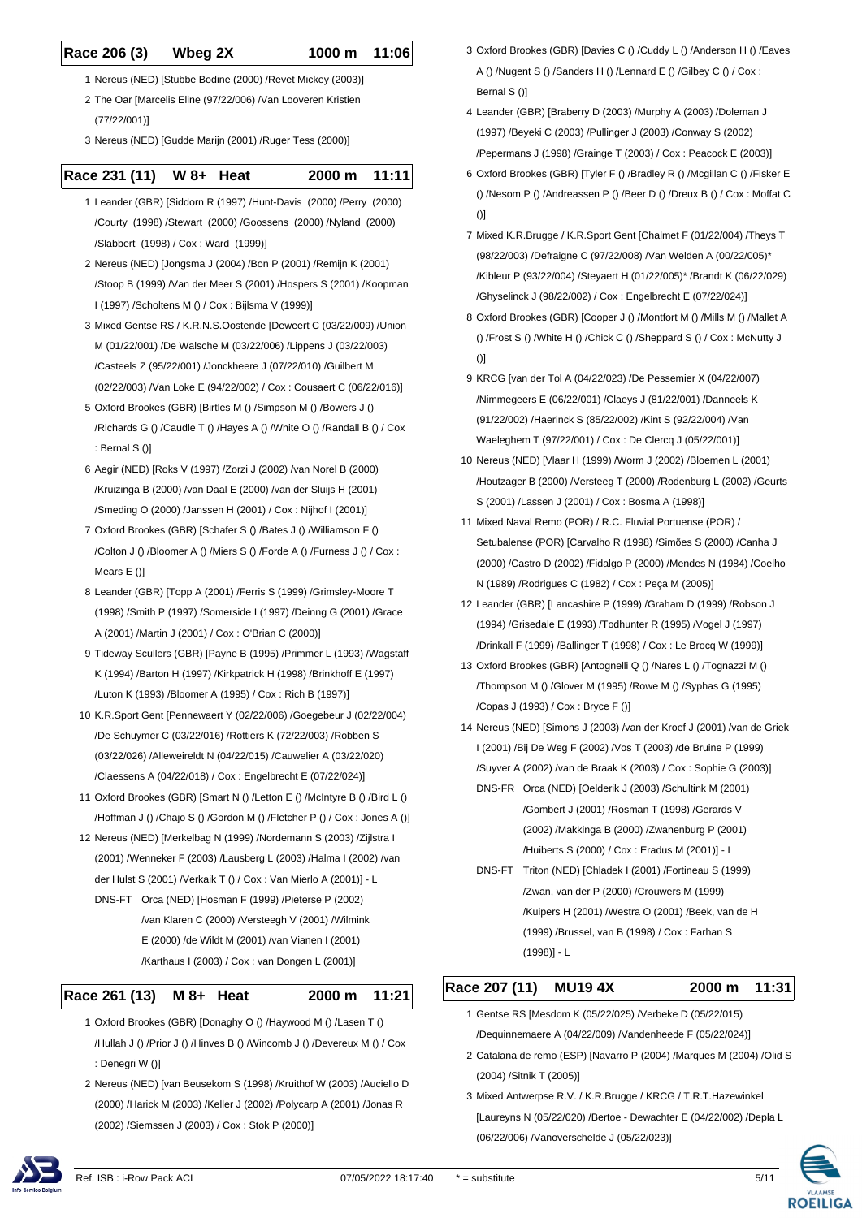## Race 206 (3) Wbeg 2X 1000 m 11:06

1 Nereus (NED) [Stubbe Bodine (2000) /Revet Mickey (2003)]

2 The Oar [Marcelis Eline (97/22/006) /Van Looveren Kristien (77/22/001)]

3 Nereus (NED) [Gudde Marijn (2001) /Ruger Tess (2000)]

## Race 231 (11) W 8+ Heat 2000 m 11:11

1 Leander (GBR) [Siddorn R (1997) /Hunt-Davis (2000) /Perry (2000) /Courty (1998) /Stewart (2000) /Goossens (2000) /Nyland (2000) /Slabbert (1998) / Cox : Ward (1999)]

2 Nereus (NED) [Jongsma J (2004) /Bon P (2001) /Remijn K (2001) /Stoop B (1999) /Van der Meer S (2001) /Hospers S (2001) /Koopman I (1997) /Scholtens M () / Cox : Bijlsma V (1999)]

3 Mixed Gentse RS / K.R.N.S.Oostende [Deweert C (03/22/009) /Union M (01/22/001) /De Walsche M (03/22/006) /Lippens J (03/22/003) /Casteels Z (95/22/001) /Jonckheere J (07/22/010) /Guilbert M (02/22/003) /Van Loke E (94/22/002) / Cox : Cousaert C (06/22/016)]

5 Oxford Brookes (GBR) [Birtles M () /Simpson M () /Bowers J () /Richards G () /Caudle T () /Hayes A () /White O () /Randall B () / Cox : Bernal S ()]

6 Aegir (NED) [Roks V (1997) /Zorzi J (2002) /van Norel B (2000) /Kruizinga B (2000) /van Daal E (2000) /van der Sluijs H (2001) /Smeding O (2000) /Janssen H (2001) / Cox : Nijhof I (2001)]

7 Oxford Brookes (GBR) [Schafer S () /Bates J () /Williamson F () /Colton J () /Bloomer A () /Miers S () /Forde A () /Furness J () / Cox : Mears E ()]

8 Leander (GBR) [Topp A (2001) /Ferris S (1999) /Grimsley-Moore T (1998) /Smith P (1997) /Somerside I (1997) /Deinng G (2001) /Grace A (2001) /Martin J (2001) / Cox : O'Brian C (2000)]

9 Tideway Scullers (GBR) [Payne B (1995) /Primmer L (1993) /Wagstaff K (1994) /Barton H (1997) /Kirkpatrick H (1998) /Brinkhoff E (1997) /Luton K (1993) /Bloomer A (1995) / Cox : Rich B (1997)]

10 K.R.Sport Gent [Pennewaert Y (02/22/006) /Goegebeur J (02/22/004) /De Schuymer C (03/22/016) /Rottiers K (72/22/003) /Robben S (03/22/026) /Alleweireldt N (04/22/015) /Cauwelier A (03/22/020) /Claessens A (04/22/018) / Cox : Engelbrecht E (07/22/024)]

11 Oxford Brookes (GBR) [Smart N () /Letton E () /McIntyre B () /Bird L () /Hoffman J () /Chajo S () /Gordon M () /Fletcher P () / Cox : Jones A ()]

12 Nereus (NED) [Merkelbag N (1999) /Nordemann S (2003) /Zijlstra I (2001) /Wenneker F (2003) /Lausberg L (2003) /Halma I (2002) /van der Hulst S (2001) /Verkaik T () / Cox : Van Mierlo A (2001)] - L

DNS-FT Orca (NED) [Hosman F (1999) /Pieterse P (2002) /van Klaren C (2000) /Versteegh V (2001) /Wilmink E (2000) /de Wildt M (2001) /van Vianen I (2001) /Karthaus I (2003) / Cox : van Dongen L (2001)]

## Race 261 (13) M 8+ Heat 2000 m 11:21

1 Oxford Brookes (GBR) [Donaghy O () /Haywood M () /Lasen T () /Hullah J () /Prior J () /Hinves B () /Wincomb J () /Devereux M () / Cox : Denegri W ()]

2 Nereus (NED) [van Beusekom S (1998) /Kruithof W (2003) /Auciello D (2000) /Harick M (2003) /Keller J (2002) /Polycarp A (2001) /Jonas R (2002) /Siemssen J (2003) / Cox : Stok P (2000)]

3 Oxford Brookes (GBR) [Davies C () /Cuddy L () /Anderson H () /Eaves A () /Nugent S () /Sanders H () /Lennard E () /Gilbey C () / Cox : Bernal S ()]

4 Leander (GBR) [Braberry D (2003) /Murphy A (2003) /Doleman J (1997) /Beyeki C (2003) /Pullinger J (2003) /Conway S (2002) /Pepermans J (1998) /Grainge T (2003) / Cox : Peacock E (2003)]

6 Oxford Brookes (GBR) [Tyler F () /Bradley R () /Mcgillan C () /Fisker E () /Nesom P () /Andreassen P () /Beer D () /Dreux B () / Cox : Moffat C ()]

7 Mixed K.R.Brugge / K.R.Sport Gent [Chalmet F (01/22/004) /Theys T (98/22/003) /Defraigne C (97/22/008) /Van Welden A (00/22/005)* /Kibleur P (93/22/004) /Steyaert H (01/22/005)* /Brandt K (06/22/029) /Ghyselinck J (98/22/002) / Cox : Engelbrecht E (07/22/024)]

8 Oxford Brookes (GBR) [Cooper J () /Montfort M () /Mills M () /Mallet A () /Frost S () /White H () /Chick C () /Sheppard S () / Cox : McNutty J ()]

9 KRCG [van der Tol A (04/22/023) /De Pessemier X (04/22/007) /Nimmegeers E (06/22/001) /Claeys J (81/22/001) /Danneels K (91/22/002) /Haerinck S (85/22/002) /Kint S (92/22/004) /Van Waeleghem T (97/22/001) / Cox : De Clercq J (05/22/001)]

10 Nereus (NED) [Vlaar H (1999) /Worm J (2002) /Bloemen L (2001) /Houtzager B (2000) /Versteeg T (2000) /Rodenburg L (2002) /Geurts S (2001) /Lassen J (2001) / Cox : Bosma A (1998)]

11 Mixed Naval Remo (POR) / R.C. Fluvial Portuense (POR) / Setubalense (POR) [Carvalho R (1998) /Simões S (2000) /Canha J (2000) /Castro D (2002) /Fidalgo P (2000) /Mendes N (1984) /Coelho N (1989) /Rodrigues C (1982) / Cox : Peça M (2005)]

12 Leander (GBR) [Lancashire P (1999) /Graham D (1999) /Robson J (1994) /Grisedale E (1993) /Todhunter R (1995) /Vogel J (1997) /Drinkall F (1999) /Ballinger T (1998) / Cox : Le Brocq W (1999)]

13 Oxford Brookes (GBR) [Antognelli Q () /Nares L () /Tognazzi M () /Thompson M () /Glover M (1995) /Rowe M () /Syphas G (1995) /Copas J (1993) / Cox : Bryce F ()]

14 Nereus (NED) [Simons J (2003) /van der Kroef J (2001) /van de Griek I (2001) /Bij De Weg F (2002) /Vos T (2003) /de Bruine P (1999) /Suyver A (2002) /van de Braak K (2003) / Cox : Sophie G (2003)]

DNS-FR Orca (NED) [Oelderik J (2003) /Schultink M (2001) /Gombert J (2001) /Rosman T (1998) /Gerards V (2002) /Makkinga B (2000) /Zwanenburg P (2001) /Huiberts S (2000) / Cox : Eradus M (2001)] - L

DNS-FT Triton (NED) [Chladek I (2001) /Fortineau S (1999) /Zwan, van der P (2000) /Crouwers M (1999) /Kuipers H (2001) /Westra O (2001) /Beek, van de H (1999) /Brussel, van B (1998) / Cox : Farhan S (1998)] - L

## Race 207 (11) MU19 4X 2000 m 11:31

1 Gentse RS [Mesdom K (05/22/025) /Verbeke D (05/22/015) /Dequinnemaere A (04/22/009) /Vandenheede F (05/22/024)]

2 Catalana de remo (ESP) [Navarro P (2004) /Marques M (2004) /Olid S (2004) /Sitnik T (2005)]

3 Mixed Antwerpse R.V. / K.R.Brugge / KRCG / T.R.T.Hazewinkel [Laureyns N (05/22/020) /Bertoe - Dewachter E (04/22/002) /Depla L (06/22/006) /Vanoverschelde J (05/22/023)]

Ref. ISB : i-Row Pack ACI 07/05/2022 18:17:40 * = substitute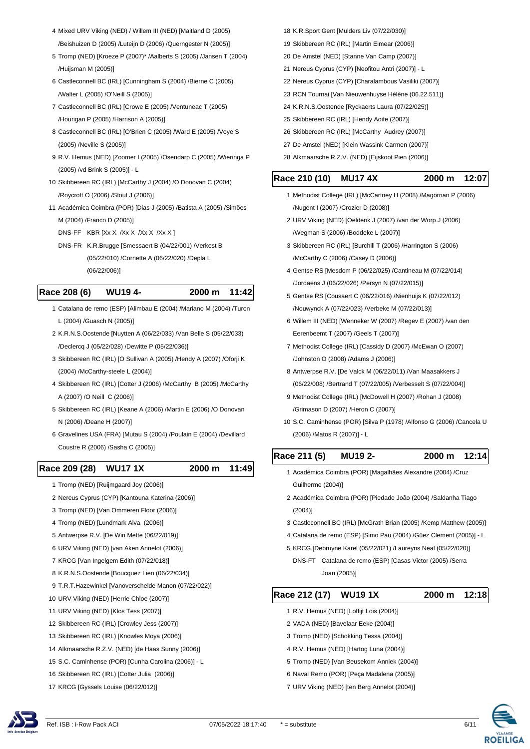4 Mixed URV Viking (NED) / Willem III (NED) [Maitland D (2005) /Beishuizen D (2005) /Luteijn D (2006) /Quergngester N (2005)]

5 Tromp (NED) [Kroeze P (2007)* /Aalberts S (2005) /Jansen T (2004) /Huijsman M (2005)]

6 Castleconnell BC (IRL) [Cunningham S (2004) /Bierne C (2005) /Walter L (2005) /O'Neill S (2005)]

7 Castleconnell BC (IRL) [Crowe E (2005) /Ventuneac T (2005) /Hourigan P (2005) /Harrison A (2005)]

8 Castleconnell BC (IRL) [O'Brien C (2005) /Ward E (2005) /Voye S (2005) /Neville S (2005)]

9 R.V. Hemus (NED) [Zoomer I (2005) /Osendarp C (2005) /Wieringa P (2005) /vd Brink S (2005)] - L

10 Skibbereen RC (IRL) [McCarthy J (2004) /O Donovan C (2004) /Roycroft O (2006) /Stout J (2006)]

11 Académica Coimbra (POR) [Dias J (2005) /Batista A (2005) /Simões M (2004) /Franco D (2005)]

DNS-FF KBR [Xx X /Xx X /Xx X /Xx X ]

DNS-FR K.R.Brugge [Smessaert B (04/22/001) /Verkest B (05/22/010) /Cornette A (06/22/020) /Depla L (06/22/006)]

## Race 208 (6) WU19 4- 2000 m 11:42

1 Catalana de remo (ESP) [Alimbau E (2004) /Mariano M (2004) /Turon L (2004) /Guasch N (2005)]

2 K.R.N.S.Oostende [Nuytten A (06/22/033) /Van Belle S (05/22/033) /Declercq J (05/22/028) /Dewitte P (05/22/036)]

3 Skibbereen RC (IRL) [O Sullivan A (2005) /Hendy A (2007) /Oforji K (2004) /McCarthy-steele L (2004)]

4 Skibbereen RC (IRL) [Cotter J (2006) /McCarthy B (2005) /McCarthy A (2007) /O Neill C (2006)]

5 Skibbereen RC (IRL) [Keane A (2006) /Martin E (2006) /O Donovan N (2006) /Deane H (2007)]

6 Gravelines USA (FRA) [Mutau S (2004) /Poulain E (2004) /Devillard Coustre R (2006) /Sasha C (2005)]

## Race 209 (28) WU17 1X 2000 m 11:49

1 Tromp (NED) [Ruijmgaard Joy (2006)]

2 Nereus Cyprus (CYP) [Kantouna Katerina (2006)]

3 Tromp (NED) [Van Ommeren Floor (2006)]

4 Tromp (NED) [Lundmark Alva (2006)]

5 Antwerpse R.V. [De Win Mette (06/22/019)]

6 URV Viking (NED) [van Aken Annelot (2006)]

7 KRCG [Van Ingelgem Edith (07/22/018)]

8 K.R.N.S.Oostende [Boucquez Lien (06/22/034)]

9 T.R.T.Hazewinkel [Vanoverschelde Manon (07/22/022)]

10 URV Viking (NED) [Herrie Chloe (2007)]

11 URV Viking (NED) [Klos Tess (2007)]

12 Skibbereen RC (IRL) [Crowley Jess (2007)]

13 Skibbereen RC (IRL) [Knowles Moya (2006)]

14 Alkmaarsche R.Z.V. (NED) [de Haas Sunny (2006)]

15 S.C. Caminhense (POR) [Cunha Carolina (2006)] - L

16 Skibbereen RC (IRL) [Cotter Julia (2006)]

17 KRCG [Gyssels Louise (06/22/012)]

18 K.R.Sport Gent [Mulders Liv (07/22/030)]

19 Skibbereen RC (IRL) [Martin Eimear (2006)]

20 De Amstel (NED) [Stanne Van Camp (2007)]

21 Nereus Cyprus (CYP) [Neofitou Antri (2007)] - L

22 Nereus Cyprus (CYP) [Charalambous Vasiliki (2007)]

23 RCN Tournai [Van Nieuwenhuyse Hélène (06.22.511)]

24 K.R.N.S.Oostende [Ryckaerts Laura (07/22/025)]

25 Skibbereen RC (IRL) [Hendy Aoife (2007)]

26 Skibbereen RC (IRL) [McCarthy Audrey (2007)]

27 De Amstel (NED) [Klein Wassink Carmen (2007)]

28 Alkmaarsche R.Z.V. (NED) [Eijskoot Pien (2006)]

## Race 210 (10) MU17 4X 2000 m 12:07

1 Methodist College (IRL) [McCartney H (2008) /Magorrian P (2006) /Nugent I (2007) /Crozier D (2008)]

2 URV Viking (NED) [Oelderik J (2007) /van der Worp J (2006) /Wegman S (2006) /Boddeke L (2007)]

3 Skibbereen RC (IRL) [Burchill T (2006) /Harrington S (2006) /McCarthy C (2006) /Casey D (2006)]

4 Gentse RS [Mesdom P (06/22/025) /Cantineau M (07/22/014) /Jordaens J (06/22/026) /Persyn N (07/22/015)]

5 Gentse RS [Cousaert C (06/22/016) /Nienhuijs K (07/22/012) /Nouwynck A (07/22/023) /Verbeke M (07/22/013)]

6 Willem III (NED) [Wenneker W (2007) /Regev E (2007) /van den Eerenbeemt T (2007) /Geels T (2007)]

7 Methodist College (IRL) [Cassidy D (2007) /McEwan O (2007) /Johnston O (2008) /Adams J (2006)]

8 Antwerpse R.V. [De Valck M (06/22/011) /Van Maasakkers J (06/22/008) /Bertrand T (07/22/005) /Verbesselt S (07/22/004)]

9 Methodist College (IRL) [McDowell H (2007) /Rohan J (2008) /Grimason D (2007) /Heron C (2007)]

10 S.C. Caminhense (POR) [Silva P (1978) /Alfonso G (2006) /Cancela U (2006) /Matos R (2007)] - L

## Race 211 (5) MU19 2- 2000 m 12:14

1 Académica Coimbra (POR) [Magalhães Alexandre (2004) /Cruz Guilherme (2004)]

2 Académica Coimbra (POR) [Piedade João (2004) /Saldanha Tiago (2004)]

3 Castleconnell BC (IRL) [McGrath Brian (2005) /Kemp Matthew (2005)]

4 Catalana de remo (ESP) [Simo Pau (2004) /Güez Clement (2005)] - L

5 KRCG [Debruyne Karel (05/22/021) /Laureyns Neal (05/22/020)]

DNS-FT Catalana de remo (ESP) [Casas Victor (2005) /Serra Joan (2005)]

## Race 212 (17) WU19 1X 2000 m 12:18

1 R.V. Hemus (NED) [Loffijt Lois (2004)]

2 VADA (NED) [Bavelaar Eeke (2004)]

3 Tromp (NED) [Schokking Tessa (2004)]

4 R.V. Hemus (NED) [Hartog Luna (2004)]

5 Tromp (NED) [Van Beusekom Anniek (2004)]

6 Naval Remo (POR) [Peça Madalena (2005)]

7 URV Viking (NED) [ten Berg Annelot (2004)]

Ref. ISB : i-Row Pack ACI 07/05/2022 18:17:40 * = substitute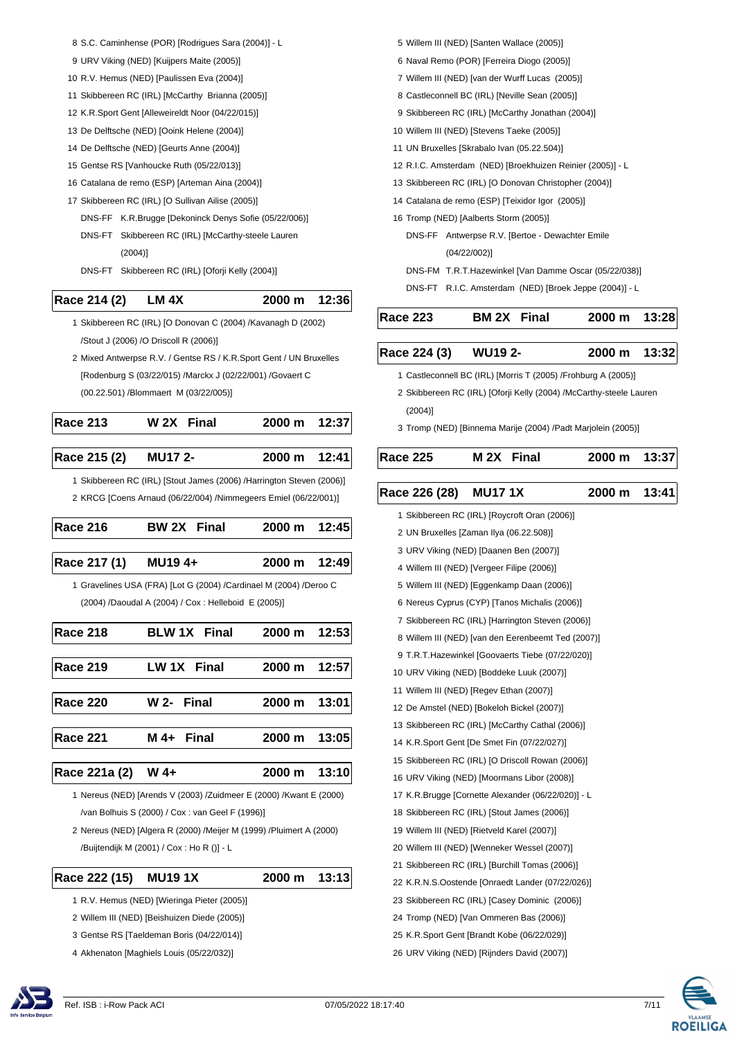8 S.C. Caminhense (POR) [Rodrigues Sara (2004)] - L
9 URV Viking (NED) [Kuijpers Maite (2005)]
10 R.V. Hemus (NED) [Paulissen Eva (2004)]
11 Skibbereen RC (IRL) [McCarthy Brianna (2005)]
12 K.R.Sport Gent [Alleweireldt Noor (04/22/015)]
13 De Delftsche (NED) [Ooink Helene (2004)]
14 De Delftsche (NED) [Geurts Anne (2004)]
15 Gentse RS [Vanhoucke Ruth (05/22/013)]
16 Catalana de remo (ESP) [Arteman Aina (2004)]
17 Skibbereen RC (IRL) [O Sullivan Ailise (2005)]
DNS-FF K.R.Brugge [Dekoninck Denys Sofie (05/22/006)]
DNS-FT Skibbereen RC (IRL) [McCarthy-steele Lauren (2004)]
DNS-FT Skibbereen RC (IRL) [Oforji Kelly (2004)]

## Race 214 (2) | LM 4X | 2000 m | 12:36

1 Skibbereen RC (IRL) [O Donovan C (2004) /Kavanagh D (2002) /Stout J (2006) /O Driscoll R (2006)]
2 Mixed Antwerpse R.V. / Gentse RS / K.R.Sport Gent / UN Bruxelles [Rodenburg S (03/22/015) /Marckx J (02/22/001) /Govaert C (00.22.501) /Blommaert M (03/22/005)]

## Race 213 | W 2X Final | 2000 m | 12:37

## Race 215 (2) | MU17 2- | 2000 m | 12:41

1 Skibbereen RC (IRL) [Stout James (2006) /Harrington Steven (2006)]
2 KRCG [Coens Arnaud (06/22/004) /Nimmegeers Emiel (06/22/001)]

## Race 216 | BW 2X Final | 2000 m | 12:45

## Race 217 (1) | MU19 4+ | 2000 m | 12:49

1 Gravelines USA (FRA) [Lot G (2004) /Cardinael M (2004) /Deroo C (2004) /Daoudal A (2004) / Cox : Helleboid E (2005)]

## Race 218 | BLW 1X Final | 2000 m | 12:53

## Race 219 | LW 1X Final | 2000 m | 12:57

## Race 220 | W 2- Final | 2000 m | 13:01

## Race 221 | M 4+ Final | 2000 m | 13:05

## Race 221a (2) | W 4+ | 2000 m | 13:10

1 Nereus (NED) [Arends V (2003) /Zuidmeer E (2000) /Kwant E (2000) /van Bolhuis S (2000) / Cox : van Geel F (1996)]
2 Nereus (NED) [Algera R (2000) /Meijer M (1999) /Pluimert A (2000) /Buijtendijk M (2001) / Cox : Ho R ()] - L

## Race 222 (15) | MU19 1X | 2000 m | 13:13

1 R.V. Hemus (NED) [Wieringa Pieter (2005)]
2 Willem III (NED) [Beishuizen Diede (2005)]
3 Gentse RS [Taeldeman Boris (04/22/014)]
4 Akhenaton [Maghiels Louis (05/22/032)]
5 Willem III (NED) [Santen Wallace (2005)]
6 Naval Remo (POR) [Ferreira Diogo (2005)]
7 Willem III (NED) [van der Wurff Lucas (2005)]
8 Castleconnell BC (IRL) [Neville Sean (2005)]
9 Skibbereen RC (IRL) [McCarthy Jonathan (2004)]
10 Willem III (NED) [Stevens Taeke (2005)]
11 UN Bruxelles [Skrabalo Ivan (05.22.504)]
12 R.I.C. Amsterdam (NED) [Broekhuizen Reinier (2005)] - L
13 Skibbereen RC (IRL) [O Donovan Christopher (2004)]
14 Catalana de remo (ESP) [Teixidor Igor (2005)]
16 Tromp (NED) [Aalberts Storm (2005)]
DNS-FF Antwerpse R.V. [Bertoe - Dewachter Emile (04/22/002)]
DNS-FM T.R.T.Hazewinkel [Van Damme Oscar (05/22/038)]
DNS-FT R.I.C. Amsterdam (NED) [Broek Jeppe (2004)] - L

## Race 223 | BM 2X Final | 2000 m | 13:28

## Race 224 (3) | WU19 2- | 2000 m | 13:32

1 Castleconnell BC (IRL) [Morris T (2005) /Frohburg A (2005)]
2 Skibbereen RC (IRL) [Oforji Kelly (2004) /McCarthy-steele Lauren (2004)]
3 Tromp (NED) [Binnema Marije (2004) /Padt Marjolein (2005)]

## Race 225 | M 2X Final | 2000 m | 13:37

## Race 226 (28) | MU17 1X | 2000 m | 13:41

1 Skibbereen RC (IRL) [Roycroft Oran (2006)]
2 UN Bruxelles [Zaman Ilya (06.22.508)]
3 URV Viking (NED) [Daanen Ben (2007)]
4 Willem III (NED) [Vergeer Filipe (2006)]
5 Willem III (NED) [Eggenkamp Daan (2006)]
6 Nereus Cyprus (CYP) [Tanos Michalis (2006)]
7 Skibbereen RC (IRL) [Harrington Steven (2006)]
8 Willem III (NED) [van den Eerenbeemt Ted (2007)]
9 T.R.T.Hazewinkel [Goovaerts Tiebe (07/22/020)]
10 URV Viking (NED) [Boddeke Luuk (2007)]
11 Willem III (NED) [Regev Ethan (2007)]
12 De Amstel (NED) [Bokeloh Bickel (2007)]
13 Skibbereen RC (IRL) [McCarthy Cathal (2006)]
14 K.R.Sport Gent [De Smet Fin (07/22/027)]
15 Skibbereen RC (IRL) [O Driscoll Rowan (2006)]
16 URV Viking (NED) [Moormans Libor (2008)]
17 K.R.Brugge [Cornette Alexander (06/22/020)] - L
18 Skibbereen RC (IRL) [Stout James (2006)]
19 Willem III (NED) [Rietveld Karel (2007)]
20 Willem III (NED) [Wenneker Wessel (2007)]
21 Skibbereen RC (IRL) [Burchill Tomas (2006)]
22 K.R.N.S.Oostende [Onraedt Lander (07/22/026)]
23 Skibbereen RC (IRL) [Casey Dominic (2006)]
24 Tromp (NED) [Van Ommeren Bas (2006)]
25 K.R.Sport Gent [Brandt Kobe (06/22/029)]
26 URV Viking (NED) [Rijnders David (2007)]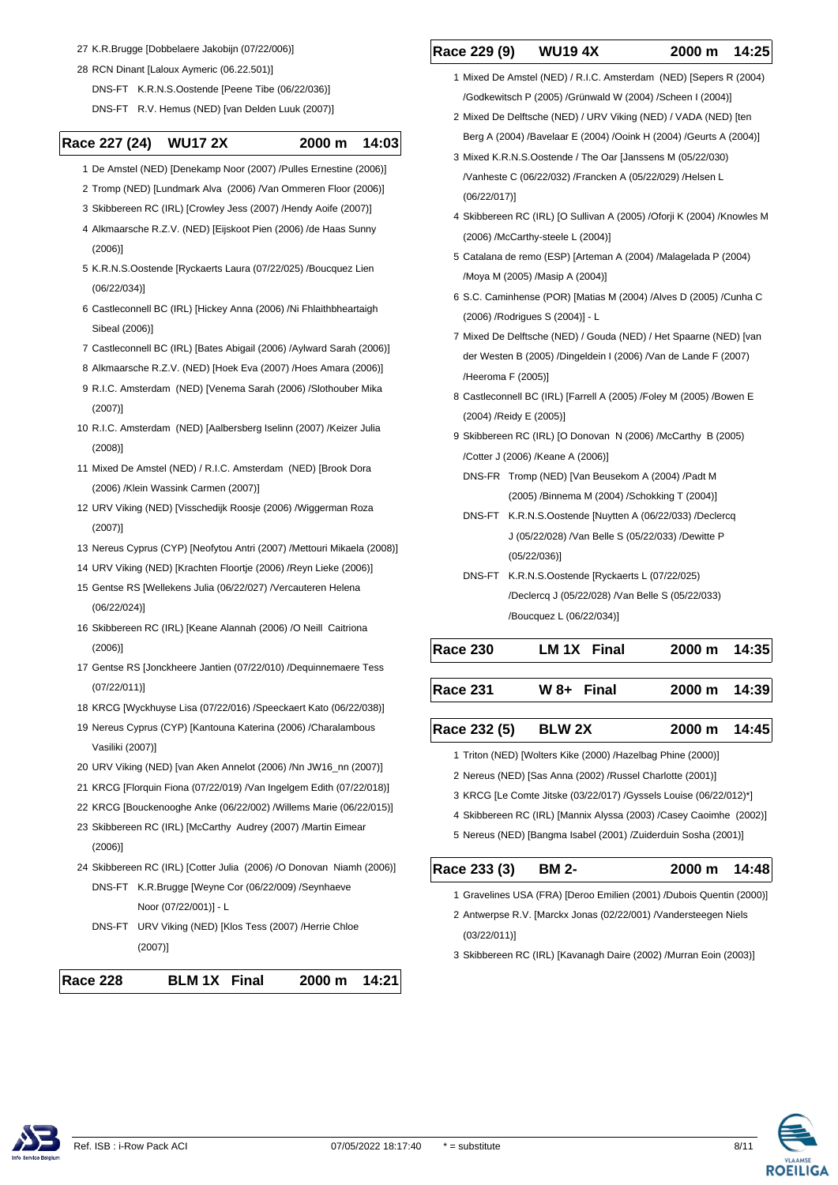27 K.R.Brugge [Dobbelaere Jakobijn (07/22/006)]

28 RCN Dinant [Laloux Aymeric (06.22.501)]

DNS-FT K.R.N.S.Oostende [Peene Tibe (06/22/036)]

DNS-FT R.V. Hemus (NED) [van Delden Luuk (2007)]

## Race 227 (24) WU17 2X 2000 m 14:03

1 De Amstel (NED) [Denekamp Noor (2007) /Pulles Ernestine (2006)]

2 Tromp (NED) [Lundmark Alva (2006) /Van Ommeren Floor (2006)]

3 Skibbereen RC (IRL) [Crowley Jess (2007) /Hendy Aoife (2007)]

4 Alkmaarsche R.Z.V. (NED) [Eijskoot Pien (2006) /de Haas Sunny (2006)]

5 K.R.N.S.Oostende [Ryckaerts Laura (07/22/025) /Boucquez Lien (06/22/034)]

6 Castleconnell BC (IRL) [Hickey Anna (2006) /Ni Fhlaithbheartaigh Sibeal (2006)]

7 Castleconnell BC (IRL) [Bates Abigail (2006) /Aylward Sarah (2006)]

8 Alkmaarsche R.Z.V. (NED) [Hoek Eva (2007) /Hoes Amara (2006)]

9 R.I.C. Amsterdam (NED) [Venema Sarah (2006) /Slothouber Mika (2007)]

10 R.I.C. Amsterdam (NED) [Aalbersberg Iselinn (2007) /Keizer Julia (2008)]

11 Mixed De Amstel (NED) / R.I.C. Amsterdam (NED) [Brook Dora (2006) /Klein Wassink Carmen (2007)]

12 URV Viking (NED) [Visschedijk Roosje (2006) /Wiggerman Roza (2007)]

13 Nereus Cyprus (CYP) [Neofytou Antri (2007) /Mettouri Mikaela (2008)]

14 URV Viking (NED) [Krachten Floortje (2006) /Reyn Lieke (2006)]

15 Gentse RS [Wellekens Julia (06/22/027) /Vercauteren Helena (06/22/024)]

16 Skibbereen RC (IRL) [Keane Alannah (2006) /O Neill Caitriona (2006)]

17 Gentse RS [Jonckheere Jantien (07/22/010) /Dequinnemaere Tess (07/22/011)]

18 KRCG [Wyckhuyse Lisa (07/22/016) /Speeckaert Kato (06/22/038)]

19 Nereus Cyprus (CYP) [Kantouna Katerina (2006) /Charalambous Vasiliki (2007)]

20 URV Viking (NED) [van Aken Annelot (2006) /Nn JW16_nn (2007)]

21 KRCG [Florquin Fiona (07/22/019) /Van Ingelgem Edith (07/22/018)]

22 KRCG [Bouckenooghe Anke (06/22/002) /Willems Marie (06/22/015)]

23 Skibbereen RC (IRL) [McCarthy Audrey (2007) /Martin Eimear (2006)]

24 Skibbereen RC (IRL) [Cotter Julia (2006) /O Donovan Niamh (2006)]

DNS-FT K.R.Brugge [Weyne Cor (06/22/009) /Seynhaeve Noor (07/22/001)] - L

DNS-FT URV Viking (NED) [Klos Tess (2007) /Herrie Chloe (2007)]

## Race 228 BLM 1X Final 2000 m 14:21

## Race 229 (9) WU19 4X 2000 m 14:25

1 Mixed De Amstel (NED) / R.I.C. Amsterdam (NED) [Sepers R (2004) /Godkewitsch P (2005) /Grünwald W (2004) /Scheen I (2004)]

2 Mixed De Delftsche (NED) / URV Viking (NED) / VADA (NED) [ten Berg A (2004) /Bavelaar E (2004) /Ooink H (2004) /Geurts A (2004)]

3 Mixed K.R.N.S.Oostende / The Oar [Janssens M (05/22/030) /Vanheste C (06/22/032) /Francken A (05/22/029) /Helsen L (06/22/017)]

4 Skibbereen RC (IRL) [O Sullivan A (2005) /Oforji K (2004) /Knowles M (2006) /McCarthy-steele L (2004)]

5 Catalana de remo (ESP) [Arteman A (2004) /Malagelada P (2004) /Moya M (2005) /Masip A (2004)]

6 S.C. Caminhense (POR) [Matias M (2004) /Alves D (2005) /Cunha C (2006) /Rodrigues S (2004)] - L

7 Mixed De Delftsche (NED) / Gouda (NED) / Het Spaarne (NED) [van der Westen B (2005) /Dingeldein I (2006) /Van de Lande F (2007) /Heeroma F (2005)]

8 Castleconnell BC (IRL) [Farrell A (2005) /Foley M (2005) /Bowen E (2004) /Reidy E (2005)]

9 Skibbereen RC (IRL) [O Donovan N (2006) /McCarthy B (2005) /Cotter J (2006) /Keane A (2006)]

DNS-FR Tromp (NED) [Van Beusekom A (2004) /Padt M (2005) /Binnema M (2004) /Schokking T (2004)]

DNS-FT K.R.N.S.Oostende [Nuytten A (06/22/033) /Declercq J (05/22/028) /Van Belle S (05/22/033) /Dewitte P (05/22/036)]

DNS-FT K.R.N.S.Oostende [Ryckaerts L (07/22/025) /Declercq J (05/22/028) /Van Belle S (05/22/033) /Boucquez L (06/22/034)]

## Race 230 LM 1X Final 2000 m 14:35

## Race 231 W 8+ Final 2000 m 14:39

## Race 232 (5) BLW 2X 2000 m 14:45

1 Triton (NED) [Wolters Kike (2000) /Hazelbag Phine (2000)]

2 Nereus (NED) [Sas Anna (2002) /Russel Charlotte (2001)]

3 KRCG [Le Comte Jitske (03/22/017) /Gyssels Louise (06/22/012)*]

4 Skibbereen RC (IRL) [Mannix Alyssa (2003) /Casey Caoimhe (2002)]

5 Nereus (NED) [Bangma Isabel (2001) /Zuiderduin Sosha (2001)]

## Race 233 (3) BM 2- 2000 m 14:48

1 Gravelines USA (FRA) [Deroo Emilien (2001) /Dubois Quentin (2000)]

2 Antwerpse R.V. [Marckx Jonas (02/22/001) /Vandersteegen Niels (03/22/011)]

3 Skibbereen RC (IRL) [Kavanagh Daire (2002) /Murran Eoin (2003)]

Ref. ISB : i-Row Pack ACI 07/05/2022 18:17:40 * = substitute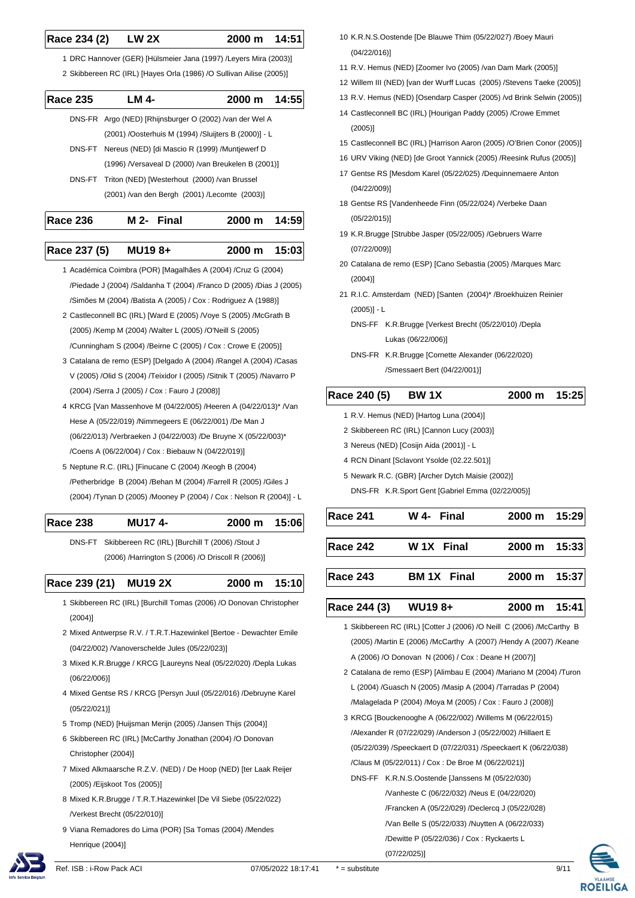## Race 234 (2) LW 2X 2000 m 14:51

1 DRC Hannover (GER) [Hülsmeier Jana (1997) /Leyers Mira (2003)]
2 Skibbereen RC (IRL) [Hayes Orla (1986) /O Sullivan Ailise (2005)]

## Race 235 LM 4- 2000 m 14:55

DNS-FR Argo (NED) [Rhijnsburger O (2002) /van der Wel A (2001) /Oosterhuis M (1994) /Sluijters B (2000)] - L
DNS-FT Nereus (NED) [di Mascio R (1999) /Muntjewerf D (1996) /Versaveal D (2000) /van Breukelen B (2001)]
DNS-FT Triton (NED) [Westerhout (2000) /van Brussel (2001) /van den Bergh (2001) /Lecomte (2003)]

## Race 236 M 2- Final 2000 m 14:59

## Race 237 (5) MU19 8+ 2000 m 15:03

1 Académica Coimbra (POR) [Magalhães A (2004) /Cruz G (2004) /Piedade J (2004) /Saldanha T (2004) /Franco D (2005) /Dias J (2005) /Simões M (2004) /Batista A (2005) / Cox : Rodriguez A (1988)]
2 Castleconnell BC (IRL) [Ward E (2005) /Voye S (2005) /McGrath B (2005) /Kemp M (2004) /Walter L (2005) /O'Neill S (2005) /Cunningham S (2004) /Beirne C (2005) / Cox : Crowe E (2005)]
3 Catalana de remo (ESP) [Delgado A (2004) /Rangel A (2004) /Casas V (2005) /Olid S (2004) /Teixidor I (2005) /Sitnik T (2005) /Navarro P (2004) /Serra J (2005) / Cox : Fauro J (2008)]
4 KRCG [Van Massenhove M (04/22/005) /Heeren A (04/22/013)* /Van Hese A (05/22/019) /Nimmegeers E (06/22/001) /De Man J (06/22/013) /Verbraeken J (04/22/003) /De Bruyne X (05/22/003)* /Coens A (06/22/004) / Cox : Biebauw N (04/22/019)]
5 Neptune R.C. (IRL) [Finucane C (2004) /Keogh B (2004) /Petherbridge B (2004) /Behan M (2004) /Farrell R (2005) /Giles J (2004) /Tynan D (2005) /Mooney P (2004) / Cox : Nelson R (2004)] - L

## Race 238 MU17 4- 2000 m 15:06

DNS-FT Skibbereen RC (IRL) [Burchill T (2006) /Stout J (2006) /Harrington S (2006) /O Driscoll R (2006)]

## Race 239 (21) MU19 2X 2000 m 15:10

1 Skibbereen RC (IRL) [Burchill Tomas (2006) /O Donovan Christopher (2004)]
2 Mixed Antwerpse R.V. / T.R.T.Hazewinkel [Bertoe - Dewachter Emile (04/22/002) /Vanoverschelde Jules (05/22/023)]
3 Mixed K.R.Brugge / KRCG [Laureyns Neal (05/22/020) /Depla Lukas (06/22/006)]
4 Mixed Gentse RS / KRCG [Persyn Juul (05/22/016) /Debruyne Karel (05/22/021)]
5 Tromp (NED) [Huijsman Merijn (2005) /Jansen Thijs (2004)]
6 Skibbereen RC (IRL) [McCarthy Jonathan (2004) /O Donovan Christopher (2004)]
7 Mixed Alkmaarsche R.Z.V. (NED) / De Hoop (NED) [ter Laak Reijer (2005) /Eijskoot Tos (2005)]
8 Mixed K.R.Brugge / T.R.T.Hazewinkel [De Vil Siebe (05/22/022) /Verkest Brecht (05/22/010)]
9 Viana Remadores do Lima (POR) [Sa Tomas (2004) /Mendes Henrique (2004)]
10 K.R.N.S.Oostende [De Blauwe Thim (05/22/027) /Boey Mauri (04/22/016)]
11 R.V. Hemus (NED) [Zoomer Ivo (2005) /van Dam Mark (2005)]
12 Willem III (NED) [van der Wurff Lucas (2005) /Stevens Taeke (2005)]
13 R.V. Hemus (NED) [Osendarp Casper (2005) /vd Brink Selwin (2005)]
14 Castleconnell BC (IRL) [Hourigan Paddy (2005) /Crowe Emmet (2005)]
15 Castleconnell BC (IRL) [Harrison Aaron (2005) /O'Brien Conor (2005)]
16 URV Viking (NED) [de Groot Yannick (2005) /Reesink Rufus (2005)]
17 Gentse RS [Mesdom Karel (05/22/025) /Dequinnemaere Anton (04/22/009)]
18 Gentse RS [Vandenheede Finn (05/22/024) /Verbeke Daan (05/22/015)]
19 K.R.Brugge [Strubbe Jasper (05/22/005) /Gebruers Warre (07/22/009)]
20 Catalana de remo (ESP) [Cano Sebastia (2005) /Marques Marc (2004)]
21 R.I.C. Amsterdam (NED) [Santen (2004)* /Broekhuizen Reinier (2005)] - L
DNS-FF K.R.Brugge [Verkest Brecht (05/22/010) /Depla Lukas (06/22/006)]
DNS-FR K.R.Brugge [Cornette Alexander (06/22/020) /Smessaert Bert (04/22/001)]

## Race 240 (5) BW 1X 2000 m 15:25

1 R.V. Hemus (NED) [Hartog Luna (2004)]
2 Skibbereen RC (IRL) [Cannon Lucy (2003)]
3 Nereus (NED) [Cosijn Aida (2001)] - L
4 RCN Dinant [Sclavont Ysolde (02.22.501)]
5 Newark R.C. (GBR) [Archer Dytch Maisie (2002)]
DNS-FR K.R.Sport Gent [Gabriel Emma (02/22/005)]

## Race 241 W 4- Final 2000 m 15:29

## Race 242 W 1X Final 2000 m 15:33

## Race 243 BM 1X Final 2000 m 15:37

## Race 244 (3) WU19 8+ 2000 m 15:41

1 Skibbereen RC (IRL) [Cotter J (2006) /O Neill C (2006) /McCarthy B (2005) /Martin E (2006) /McCarthy A (2007) /Hendy A (2007) /Keane A (2006) /O Donovan N (2006) / Cox : Deane H (2007)]
2 Catalana de remo (ESP) [Alimbau E (2004) /Mariano M (2004) /Turon L (2004) /Guasch N (2005) /Masip A (2004) /Tarradas P (2004) /Malagelada P (2004) /Moya M (2005) / Cox : Fauro J (2008)]
3 KRCG [Bouckenooghe A (06/22/002) /Willems M (06/22/015) /Alexander R (07/22/029) /Anderson J (05/22/002) /Hillaert E (05/22/039) /Speeckaert D (07/22/031) /Speeckaert K (06/22/038) /Claus M (05/22/011) / Cox : De Broe M (06/22/021)]
DNS-FF K.R.N.S.Oostende [Janssens M (05/22/030) /Vanheste C (06/22/032) /Neus E (04/22/020) /Francken A (05/22/029) /Declercq J (05/22/028) /Van Belle S (05/22/033) /Nuytten A (06/22/033) /Dewitte P (05/22/036) / Cox : Ryckaerts L (07/22/025)]

Ref. ISB : i-Row Pack ACI    07/05/2022 18:17:41    * = substitute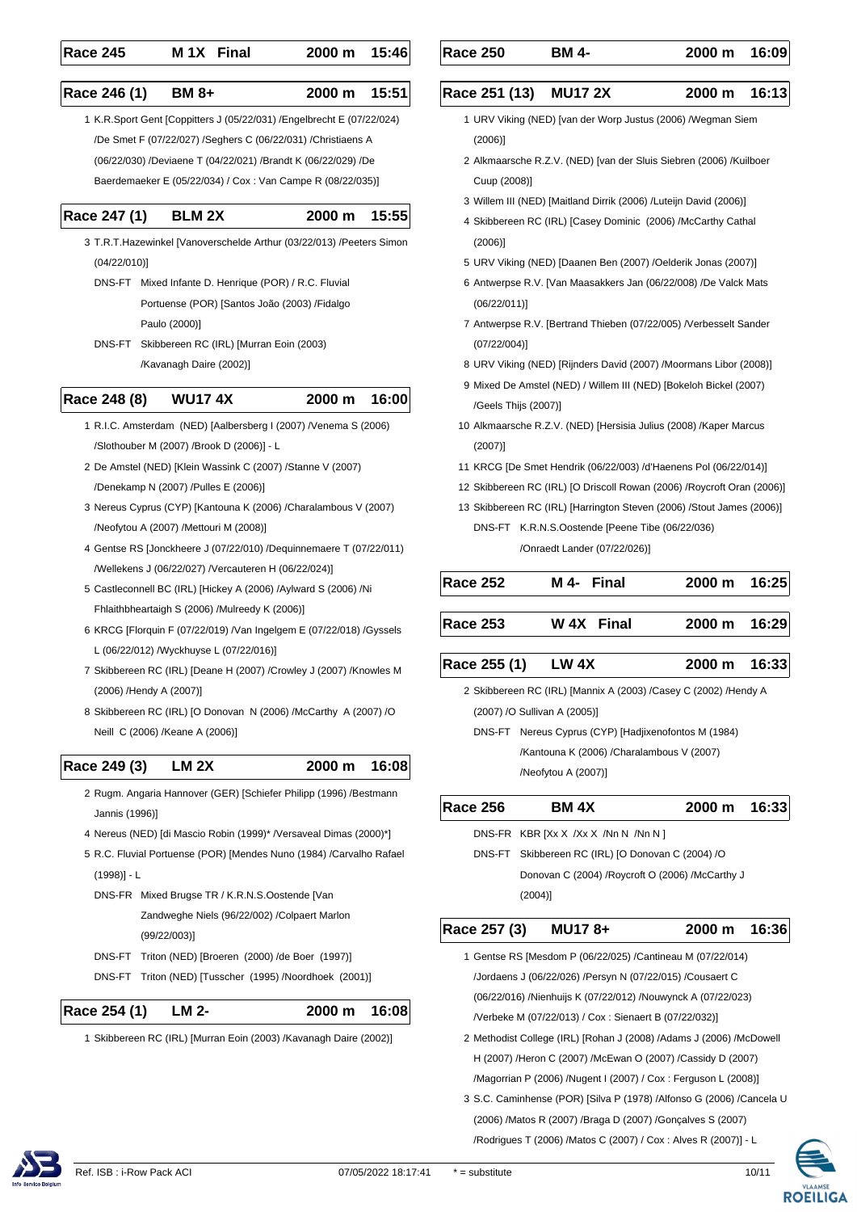## Race 245 — M 1X Final — 2000 m — 15:46

## Race 246 (1) — BM 8+ — 2000 m — 15:51

1 K.R.Sport Gent [Coppitters J (05/22/031) /Engelbrecht E (07/22/024) /De Smet F (07/22/027) /Seghers C (06/22/031) /Christiaens A (06/22/030) /Deviaene T (04/22/021) /Brandt K (06/22/029) /De Baerdemaeker E (05/22/034) / Cox : Van Campe R (08/22/035)]

## Race 247 (1) — BLM 2X — 2000 m — 15:55

3 T.R.T.Hazewinkel [Vanoverschelde Arthur (03/22/013) /Peeters Simon (04/22/010)]

DNS-FT Mixed Infante D. Henrique (POR) / R.C. Fluvial Portuense (POR) [Santos João (2003) /Fidalgo Paulo (2000)]

DNS-FT Skibbereen RC (IRL) [Murran Eoin (2003) /Kavanagh Daire (2002)]

## Race 248 (8) — WU17 4X — 2000 m — 16:00

1 R.I.C. Amsterdam (NED) [Aalbersberg I (2007) /Venema S (2006) /Slothouber M (2007) /Brook D (2006)] - L

2 De Amstel (NED) [Klein Wassink C (2007) /Stanne V (2007) /Denekamp N (2007) /Pulles E (2006)]

3 Nereus Cyprus (CYP) [Kantouna K (2006) /Charalambous V (2007) /Neofytou A (2007) /Mettouri M (2008)]

4 Gentse RS [Jonckheere J (07/22/010) /Dequinnemaere T (07/22/011) /Wellekens J (06/22/027) /Vercauteren H (06/22/024)]

5 Castleconnell BC (IRL) [Hickey A (2006) /Aylward S (2006) /Ni Fhlaithbheartaigh S (2006) /Mulreedy K (2006)]

6 KRCG [Florquin F (07/22/019) /Van Ingelgem E (07/22/018) /Gyssels L (06/22/012) /Wyckhuyse L (07/22/016)]

7 Skibbereen RC (IRL) [Deane H (2007) /Crowley J (2007) /Knowles M (2006) /Hendy A (2007)]

8 Skibbereen RC (IRL) [O Donovan N (2006) /McCarthy A (2007) /O Neill C (2006) /Keane A (2006)]

## Race 249 (3) — LM 2X — 2000 m — 16:08

2 Rugm. Angaria Hannover (GER) [Schiefer Philipp (1996) /Bestmann Jannis (1996)]

4 Nereus (NED) [di Mascio Robin (1999)* /Versaveal Dimas (2000)*]

5 R.C. Fluvial Portuense (POR) [Mendes Nuno (1984) /Carvalho Rafael (1998)] - L

DNS-FR Mixed Brugse TR / K.R.N.S.Oostende [Van Zandweghe Niels (96/22/002) /Colpaert Marlon (99/22/003)]

DNS-FT Triton (NED) [Broeren (2000) /de Boer (1997)]

DNS-FT Triton (NED) [Tusscher (1995) /Noordhoek (2001)]

## Race 254 (1) — LM 2- — 2000 m — 16:08

1 Skibbereen RC (IRL) [Murran Eoin (2003) /Kavanagh Daire (2002)]

## Race 250 — BM 4- — 2000 m — 16:09

## Race 251 (13) — MU17 2X — 2000 m — 16:13

1 URV Viking (NED) [van der Worp Justus (2006) /Wegman Siem (2006)]

2 Alkmaarsche R.Z.V. (NED) [van der Sluis Siebren (2006) /Kuilboer Cuup (2008)]

3 Willem III (NED) [Maitland Dirrik (2006) /Luteijn David (2006)]

4 Skibbereen RC (IRL) [Casey Dominic (2006) /McCarthy Cathal (2006)]

5 URV Viking (NED) [Daanen Ben (2007) /Oelderik Jonas (2007)]

6 Antwerpse R.V. [Van Maasakkers Jan (06/22/008) /De Valck Mats (06/22/011)]

7 Antwerpse R.V. [Bertrand Thieben (07/22/005) /Verbesselt Sander (07/22/004)]

8 URV Viking (NED) [Rijnders David (2007) /Moormans Libor (2008)]

9 Mixed De Amstel (NED) / Willem III (NED) [Bokeloh Bickel (2007) /Geels Thijs (2007)]

10 Alkmaarsche R.Z.V. (NED) [Hersisia Julius (2008) /Kaper Marcus (2007)]

11 KRCG [De Smet Hendrik (06/22/003) /d'Haenens Pol (06/22/014)]

12 Skibbereen RC (IRL) [O Driscoll Rowan (2006) /Roycroft Oran (2006)]

13 Skibbereen RC (IRL) [Harrington Steven (2006) /Stout James (2006)]

DNS-FT K.R.N.S.Oostende [Peene Tibe (06/22/036) /Onraedt Lander (07/22/026)]

## Race 252 — M 4- Final — 2000 m — 16:25

## Race 253 — W 4X Final — 2000 m — 16:29

## Race 255 (1) — LW 4X — 2000 m — 16:33

2 Skibbereen RC (IRL) [Mannix A (2003) /Casey C (2002) /Hendy A (2007) /O Sullivan A (2005)]

DNS-FT Nereus Cyprus (CYP) [Hadjixenofontos M (1984) /Kantouna K (2006) /Charalambous V (2007) /Neofytou A (2007)]

## Race 256 — BM 4X — 2000 m — 16:33

DNS-FR KBR [Xx X /Xx X /Nn N /Nn N ]

DNS-FT Skibbereen RC (IRL) [O Donovan C (2004) /O Donovan C (2004) /Roycroft O (2006) /McCarthy J (2004)]

## Race 257 (3) — MU17 8+ — 2000 m — 16:36

1 Gentse RS [Mesdom P (06/22/025) /Cantineau M (07/22/014) /Jordaens J (06/22/026) /Persyn N (07/22/015) /Cousaert C (06/22/016) /Nienhuijs K (07/22/012) /Nouwynck A (07/22/023) /Verbeke M (07/22/013) / Cox : Sienaert B (07/22/032)]

2 Methodist College (IRL) [Rohan J (2008) /Adams J (2006) /McDowell H (2007) /Heron C (2007) /McEwan O (2007) /Cassidy D (2007) /Magorrian P (2006) /Nugent I (2007) / Cox : Ferguson L (2008)]

3 S.C. Caminhense (POR) [Silva P (1978) /Alfonso G (2006) /Cancela U (2006) /Matos R (2007) /Braga D (2007) /Gonçalves S (2007) /Rodrigues T (2006) /Matos C (2007) / Cox : Alves R (2007)] - L

\* = substitute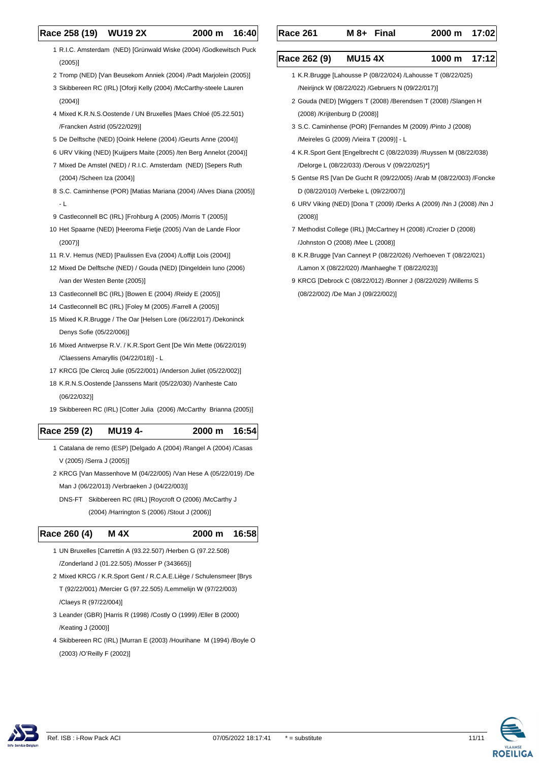## Race 258 (19) WU19 2X 2000 m 16:40

1 R.I.C. Amsterdam (NED) [Grünwald Wiske (2004) /Godkewitsch Puck (2005)]
2 Tromp (NED) [Van Beusekom Anniek (2004) /Padt Marjolein (2005)]
3 Skibbereen RC (IRL) [Oforji Kelly (2004) /McCarthy-steele Lauren (2004)]
4 Mixed K.R.N.S.Oostende / UN Bruxelles [Maes Chloé (05.22.501) /Francken Astrid (05/22/029)]
5 De Delftsche (NED) [Ooink Helene (2004) /Geurts Anne (2004)]
6 URV Viking (NED) [Kuijpers Maite (2005) /ten Berg Annelot (2004)]
7 Mixed De Amstel (NED) / R.I.C. Amsterdam (NED) [Sepers Ruth (2004) /Scheen Iza (2004)]
8 S.C. Caminhense (POR) [Matias Mariana (2004) /Alves Diana (2005)] - L
9 Castleconnell BC (IRL) [Frohburg A (2005) /Morris T (2005)]
10 Het Spaarne (NED) [Heeroma Fietje (2005) /Van de Lande Floor (2007)]
11 R.V. Hemus (NED) [Paulissen Eva (2004) /Loffijt Lois (2004)]
12 Mixed De Delftsche (NED) / Gouda (NED) [Dingeldein Iuno (2006) /van der Westen Bente (2005)]
13 Castleconnell BC (IRL) [Bowen E (2004) /Reidy E (2005)]
14 Castleconnell BC (IRL) [Foley M (2005) /Farrell A (2005)]
15 Mixed K.R.Brugge / The Oar [Helsen Lore (06/22/017) /Dekoninck Denys Sofie (05/22/006)]
16 Mixed Antwerpse R.V. / K.R.Sport Gent [De Win Mette (06/22/019) /Claessens Amaryllis (04/22/018)] - L
17 KRCG [De Clercq Julie (05/22/001) /Anderson Juliet (05/22/002)]
18 K.R.N.S.Oostende [Janssens Marit (05/22/030) /Vanheste Cato (06/22/032)]
19 Skibbereen RC (IRL) [Cotter Julia (2006) /McCarthy Brianna (2005)]

## Race 259 (2) MU19 4- 2000 m 16:54

1 Catalana de remo (ESP) [Delgado A (2004) /Rangel A (2004) /Casas V (2005) /Serra J (2005)]
2 KRCG [Van Massenhove M (04/22/005) /Van Hese A (05/22/019) /De Man J (06/22/013) /Verbraeken J (04/22/003)]
DNS-FT Skibbereen RC (IRL) [Roycroft O (2006) /McCarthy J (2004) /Harrington S (2006) /Stout J (2006)]

## Race 260 (4) M 4X 2000 m 16:58

1 UN Bruxelles [Carrettin A (93.22.507) /Herben G (97.22.508) /Zonderland J (01.22.505) /Mosser P (343665)]
2 Mixed KRCG / K.R.Sport Gent / R.C.A.E.Liège / Schulensmeer [Brys T (92/22/001) /Mercier G (97.22.505) /Lemmelijn W (97/22/003) /Claeys R (97/22/004)]
3 Leander (GBR) [Harris R (1998) /Costly O (1999) /Eller B (2000) /Keating J (2000)]
4 Skibbereen RC (IRL) [Murran E (2003) /Hourihane M (1994) /Boyle O (2003) /O'Reilly F (2002)]

## Race 261 M 8+ Final 2000 m 17:02

## Race 262 (9) MU15 4X 1000 m 17:12

1 K.R.Brugge [Lahousse P (08/22/024) /Lahousse T (08/22/025) /Neirijnck W (08/22/022) /Gebruers N (09/22/017)]
2 Gouda (NED) [Wiggers T (2008) /Berendsen T (2008) /Slangen H (2008) /Krijtenburg D (2008)]
3 S.C. Caminhense (POR) [Fernandes M (2009) /Pinto J (2008) /Meireles G (2009) /Vieira T (2009)] - L
4 K.R.Sport Gent [Engelbrecht C (08/22/039) /Ruyssen M (08/22/038) /Delorge L (08/22/033) /Derous V (09/22/025)*]
5 Gentse RS [Van De Gucht R (09/22/005) /Arab M (08/22/003) /Foncke D (08/22/010) /Verbeke L (09/22/007)]
6 URV Viking (NED) [Dona T (2009) /Derks A (2009) /Nn J (2008) /Nn J (2008)]
7 Methodist College (IRL) [McCartney H (2008) /Crozier D (2008) /Johnston O (2008) /Mee L (2008)]
8 K.R.Brugge [Van Canneyt P (08/22/026) /Verhoeven T (08/22/021) /Lamon X (08/22/020) /Manhaeghe T (08/22/023)]
9 KRCG [Debrock C (08/22/012) /Bonner J (08/22/029) /Willems S (08/22/002) /De Man J (09/22/002)]

Ref. ISB : i-Row Pack ACI 07/05/2022 18:17:41 * = substitute